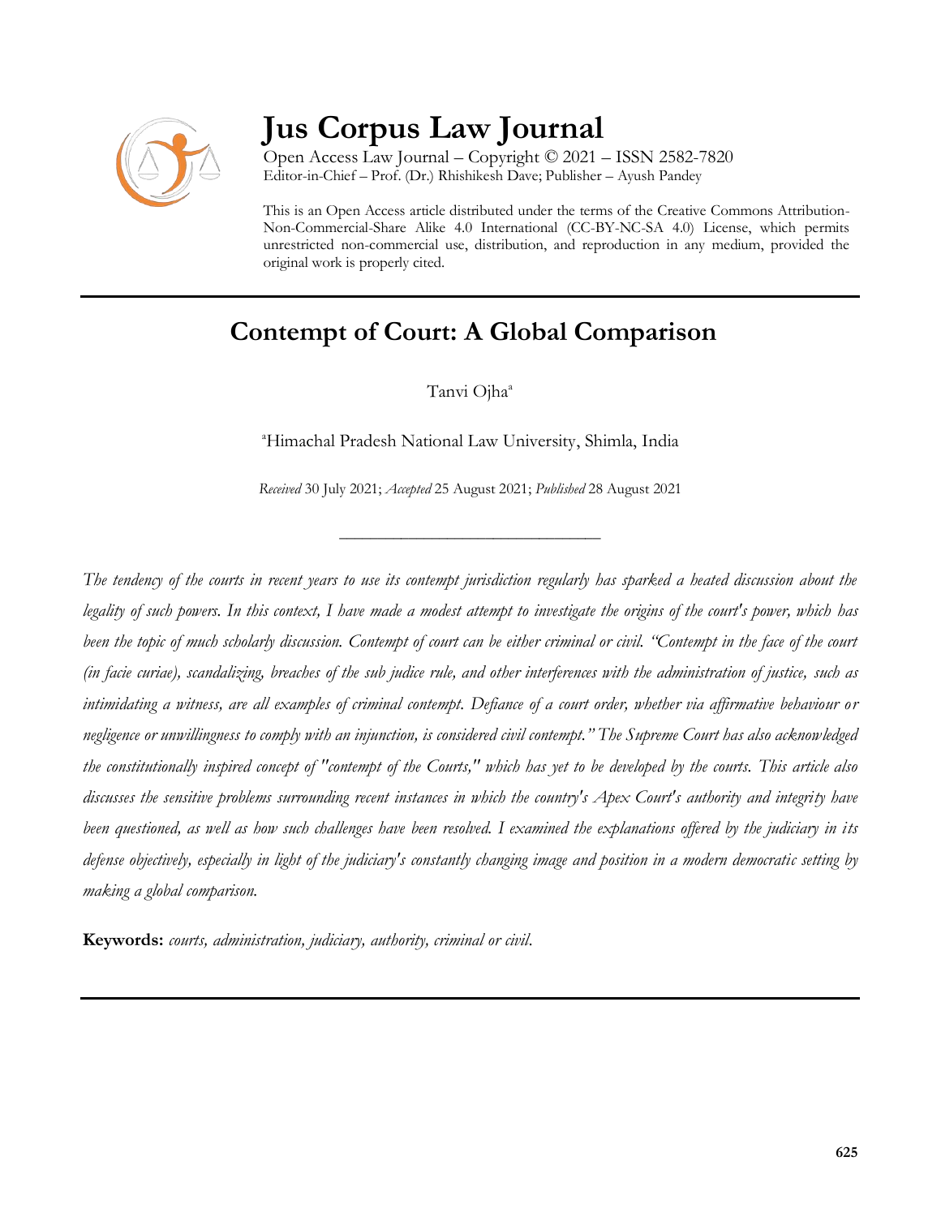# Jus Corpus Law Journal

Open Access Law Journal – Copyright © 2021 – ISSN 2582-7820
Editor-in-Chief – Prof. (Dr.) Rhishikesh Dave; Publisher – Ayush Pandey

This is an Open Access article distributed under the terms of the Creative Commons Attribution-Non-Commercial-Share Alike 4.0 International (CC-BY-NC-SA 4.0) License, which permits unrestricted non-commercial use, distribution, and reproduction in any medium, provided the original work is properly cited.

---

## Contempt of Court: A Global Comparison

Tanvi Ojha[a]

[a]Himachal Pradesh National Law University, Shimla, India

*Received* 30 July 2021; *Accepted* 25 August 2021; *Published* 28 August 2021

---

*The tendency of the courts in recent years to use its contempt jurisdiction regularly has sparked a heated discussion about the legality of such powers. In this context, I have made a modest attempt to investigate the origins of the court's power, which has been the topic of much scholarly discussion. Contempt of court can be either criminal or civil. "Contempt in the face of the court (in facie curiae), scandalizing, breaches of the sub judice rule, and other interferences with the administration of justice, such as intimidating a witness, are all examples of criminal contempt. Defiance of a court order, whether via affirmative behaviour or negligence or unwillingness to comply with an injunction, is considered civil contempt." The Supreme Court has also acknowledged the constitutionally inspired concept of "contempt of the Courts," which has yet to be developed by the courts. This article also discusses the sensitive problems surrounding recent instances in which the country's Apex Court's authority and integrity have been questioned, as well as how such challenges have been resolved. I examined the explanations offered by the judiciary in its defense objectively, especially in light of the judiciary's constantly changing image and position in a modern democratic setting by making a global comparison.*

**Keywords:** *courts, administration, judiciary, authority, criminal or civil.*

---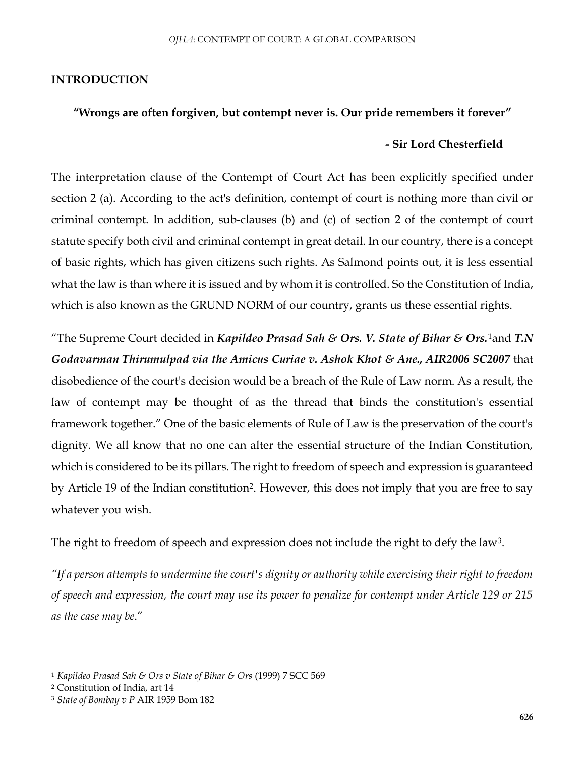## INTRODUCTION

**"Wrongs are often forgiven, but contempt never is. Our pride remembers it forever"**

**- Sir Lord Chesterfield**

The interpretation clause of the Contempt of Court Act has been explicitly specified under section 2 (a). According to the act's definition, contempt of court is nothing more than civil or criminal contempt. In addition, sub-clauses (b) and (c) of section 2 of the contempt of court statute specify both civil and criminal contempt in great detail. In our country, there is a concept of basic rights, which has given citizens such rights. As Salmond points out, it is less essential what the law is than where it is issued and by whom it is controlled. So the Constitution of India, which is also known as the GRUND NORM of our country, grants us these essential rights.

"The Supreme Court decided in ***Kapildeo Prasad Sah & Ors. V. State of Bihar & Ors.***[1]and ***T.N Godavarman Thirumulpad via the Amicus Curiae v. Ashok Khot & Ane., AIR2006 SC2007*** that disobedience of the court's decision would be a breach of the Rule of Law norm. As a result, the law of contempt may be thought of as the thread that binds the constitution's essential framework together." One of the basic elements of Rule of Law is the preservation of the court's dignity. We all know that no one can alter the essential structure of the Indian Constitution, which is considered to be its pillars. The right to freedom of speech and expression is guaranteed by Article 19 of the Indian constitution[2]. However, this does not imply that you are free to say whatever you wish.

The right to freedom of speech and expression does not include the right to defy the law[3].

*"If a person attempts to undermine the court's dignity or authority while exercising their right to freedom of speech and expression, the court may use its power to penalize for contempt under Article 129 or 215 as the case may be*."

---

[1] *Kapildeo Prasad Sah & Ors v State of Bihar & Ors* (1999) 7 SCC 569

[2] Constitution of India, art 14

[3] *State of Bombay v P* AIR 1959 Bom 182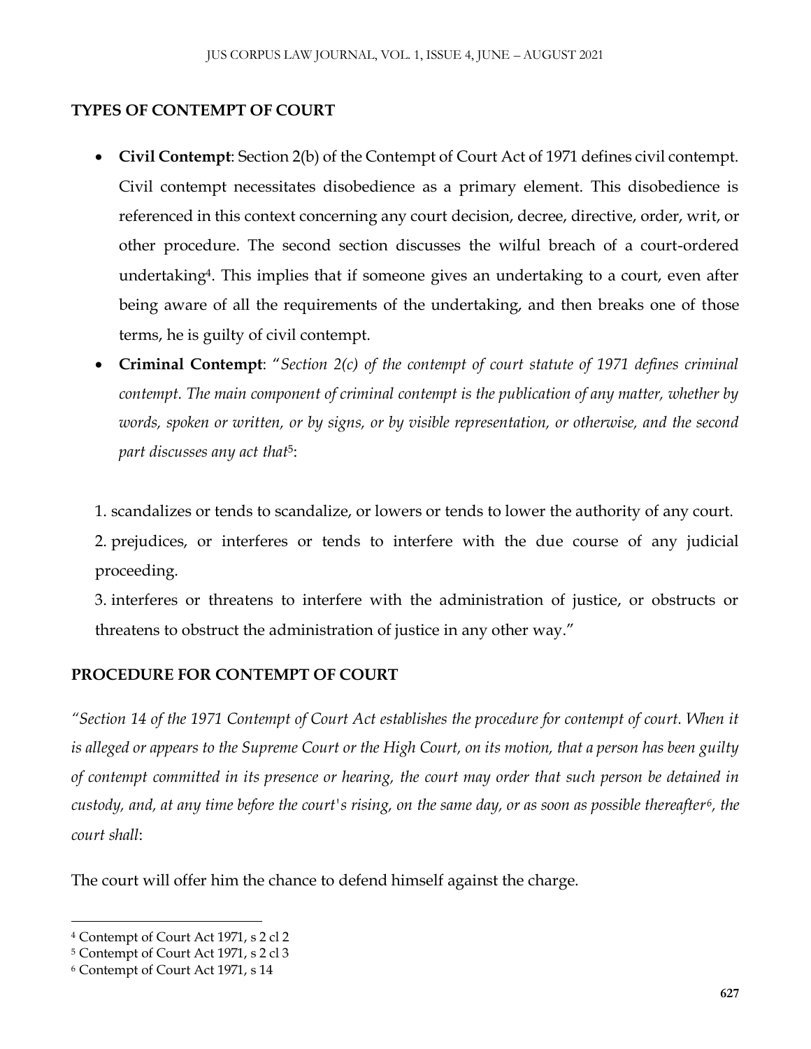## TYPES OF CONTEMPT OF COURT

- **Civil Contempt**: Section 2(b) of the Contempt of Court Act of 1971 defines civil contempt. Civil contempt necessitates disobedience as a primary element. This disobedience is referenced in this context concerning any court decision, decree, directive, order, writ, or other procedure. The second section discusses the wilful breach of a court-ordered undertaking[4]. This implies that if someone gives an undertaking to a court, even after being aware of all the requirements of the undertaking, and then breaks one of those terms, he is guilty of civil contempt.
- **Criminal Contempt**: "*Section 2(c) of the contempt of court statute of 1971 defines criminal contempt. The main component of criminal contempt is the publication of any matter, whether by words, spoken or written, or by signs, or by visible representation, or otherwise, and the second part discusses any act that*[5]:

1. scandalizes or tends to scandalize, or lowers or tends to lower the authority of any court.
2. prejudices, or interferes or tends to interfere with the due course of any judicial proceeding.
3. interferes or threatens to interfere with the administration of justice, or obstructs or threatens to obstruct the administration of justice in any other way."

## PROCEDURE FOR CONTEMPT OF COURT

*"Section 14 of the 1971 Contempt of Court Act establishes the procedure for contempt of court. When it is alleged or appears to the Supreme Court or the High Court, on its motion, that a person has been guilty of contempt committed in its presence or hearing, the court may order that such person be detained in custody, and, at any time before the court's rising, on the same day, or as soon as possible thereafter*[6]*, the court shall*:

The court will offer him the chance to defend himself against the charge.

---

[4] Contempt of Court Act 1971, s 2 cl 2

[5] Contempt of Court Act 1971, s 2 cl 3

[6] Contempt of Court Act 1971, s 14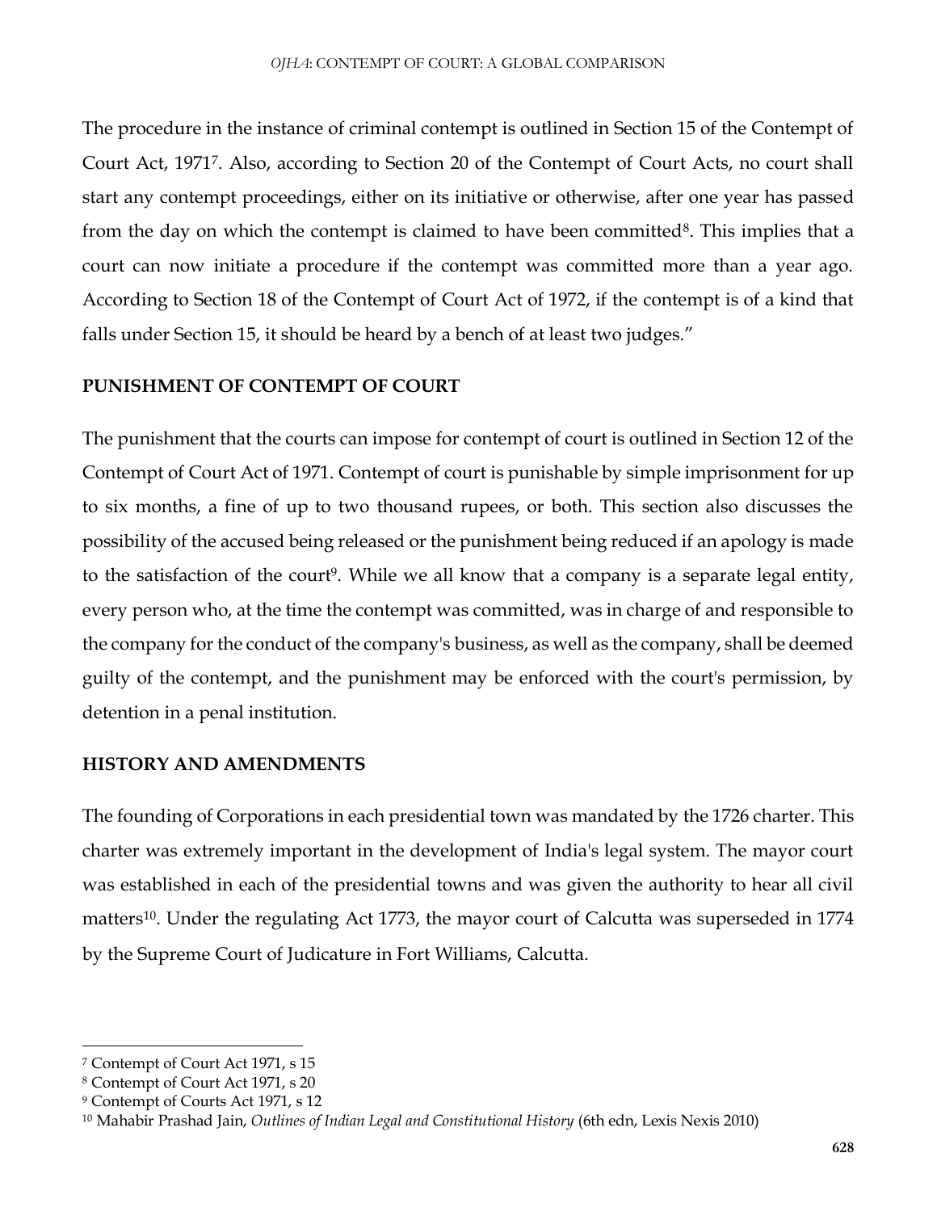The procedure in the instance of criminal contempt is outlined in Section 15 of the Contempt of Court Act, 1971[7]. Also, according to Section 20 of the Contempt of Court Acts, no court shall start any contempt proceedings, either on its initiative or otherwise, after one year has passed from the day on which the contempt is claimed to have been committed[8]. This implies that a court can now initiate a procedure if the contempt was committed more than a year ago. According to Section 18 of the Contempt of Court Act of 1972, if the contempt is of a kind that falls under Section 15, it should be heard by a bench of at least two judges."

**PUNISHMENT OF CONTEMPT OF COURT**

The punishment that the courts can impose for contempt of court is outlined in Section 12 of the Contempt of Court Act of 1971. Contempt of court is punishable by simple imprisonment for up to six months, a fine of up to two thousand rupees, or both. This section also discusses the possibility of the accused being released or the punishment being reduced if an apology is made to the satisfaction of the court[9]. While we all know that a company is a separate legal entity, every person who, at the time the contempt was committed, was in charge of and responsible to the company for the conduct of the company's business, as well as the company, shall be deemed guilty of the contempt, and the punishment may be enforced with the court's permission, by detention in a penal institution.

**HISTORY AND AMENDMENTS**

The founding of Corporations in each presidential town was mandated by the 1726 charter. This charter was extremely important in the development of India's legal system. The mayor court was established in each of the presidential towns and was given the authority to hear all civil matters[10]. Under the regulating Act 1773, the mayor court of Calcutta was superseded in 1774 by the Supreme Court of Judicature in Fort Williams, Calcutta.

---

[7] Contempt of Court Act 1971, s 15

[8] Contempt of Court Act 1971, s 20

[9] Contempt of Courts Act 1971, s 12

[10] Mahabir Prashad Jain, *Outlines of Indian Legal and Constitutional History* (6th edn, Lexis Nexis 2010)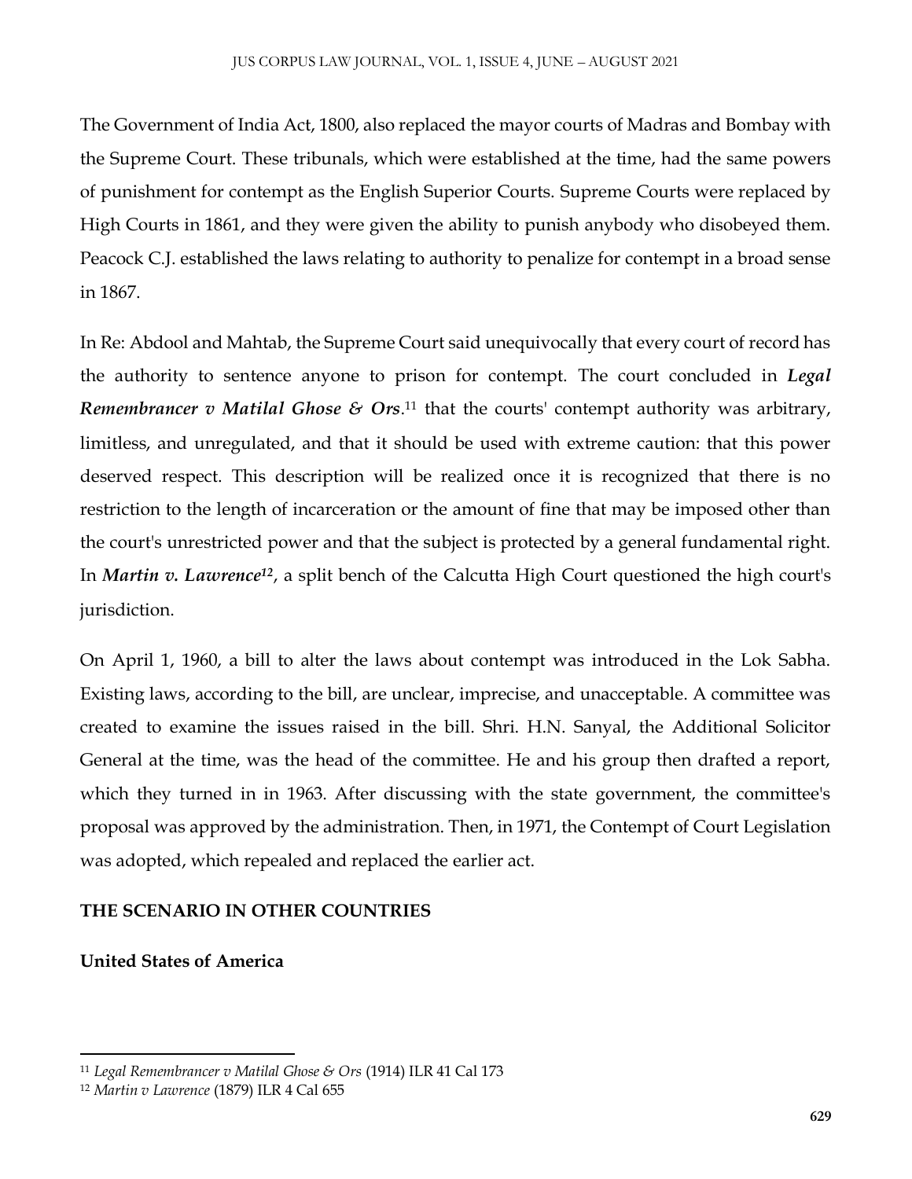The Government of India Act, 1800, also replaced the mayor courts of Madras and Bombay with the Supreme Court. These tribunals, which were established at the time, had the same powers of punishment for contempt as the English Superior Courts. Supreme Courts were replaced by High Courts in 1861, and they were given the ability to punish anybody who disobeyed them. Peacock C.J. established the laws relating to authority to penalize for contempt in a broad sense in 1867.

In Re: Abdool and Mahtab, the Supreme Court said unequivocally that every court of record has the authority to sentence anyone to prison for contempt. The court concluded in ***Legal Remembrancer v Matilal Ghose & Ors***.[11] that the courts' contempt authority was arbitrary, limitless, and unregulated, and that it should be used with extreme caution: that this power deserved respect. This description will be realized once it is recognized that there is no restriction to the length of incarceration or the amount of fine that may be imposed other than the court's unrestricted power and that the subject is protected by a general fundamental right. In ***Martin v. Lawrence***[12], a split bench of the Calcutta High Court questioned the high court's jurisdiction.

On April 1, 1960, a bill to alter the laws about contempt was introduced in the Lok Sabha. Existing laws, according to the bill, are unclear, imprecise, and unacceptable. A committee was created to examine the issues raised in the bill. Shri. H.N. Sanyal, the Additional Solicitor General at the time, was the head of the committee. He and his group then drafted a report, which they turned in in 1963. After discussing with the state government, the committee's proposal was approved by the administration. Then, in 1971, the Contempt of Court Legislation was adopted, which repealed and replaced the earlier act.

## THE SCENARIO IN OTHER COUNTRIES

### United States of America

---

[11] *Legal Remembrancer v Matilal Ghose & Ors* (1914) ILR 41 Cal 173

[12] *Martin v Lawrence* (1879) ILR 4 Cal 655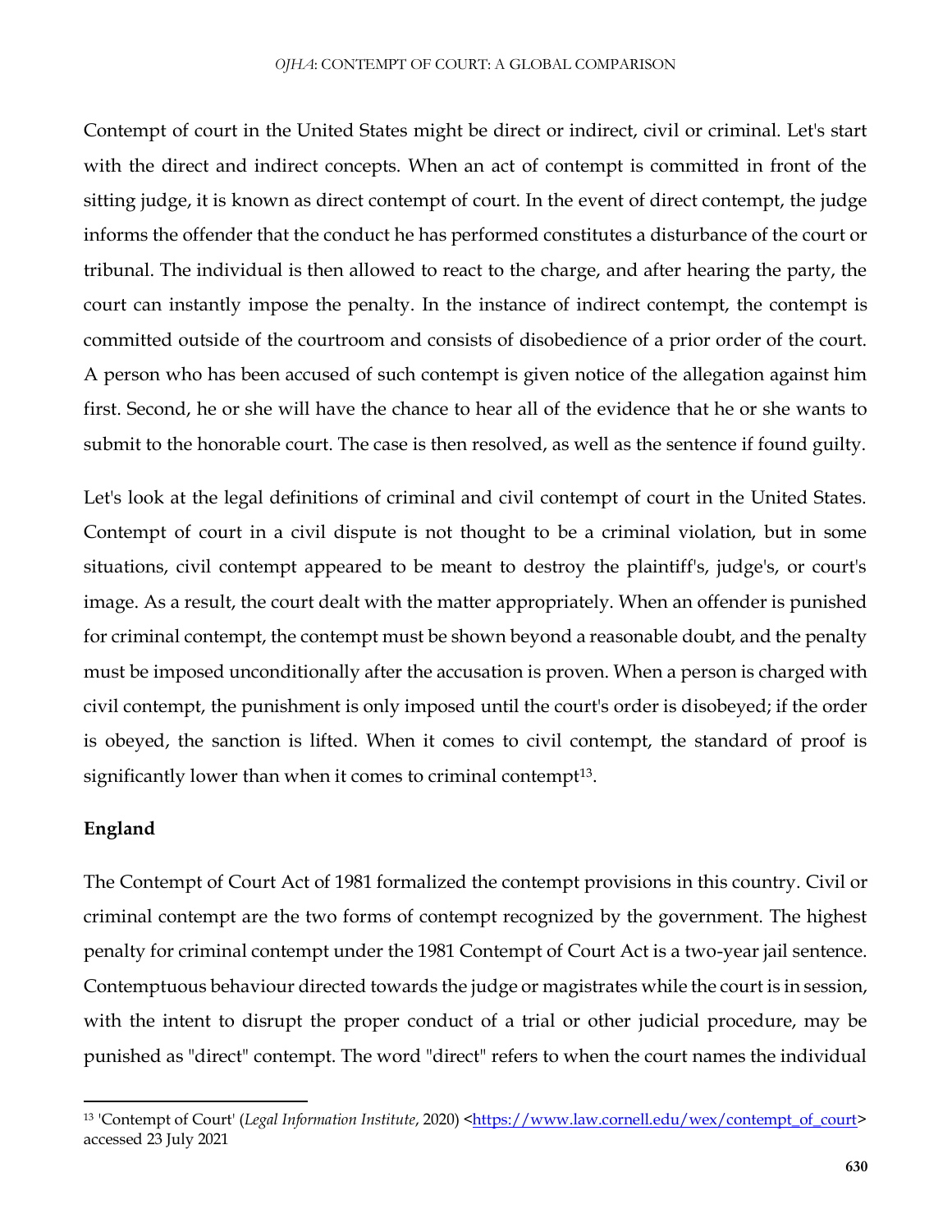Contempt of court in the United States might be direct or indirect, civil or criminal. Let's start with the direct and indirect concepts. When an act of contempt is committed in front of the sitting judge, it is known as direct contempt of court. In the event of direct contempt, the judge informs the offender that the conduct he has performed constitutes a disturbance of the court or tribunal. The individual is then allowed to react to the charge, and after hearing the party, the court can instantly impose the penalty. In the instance of indirect contempt, the contempt is committed outside of the courtroom and consists of disobedience of a prior order of the court. A person who has been accused of such contempt is given notice of the allegation against him first. Second, he or she will have the chance to hear all of the evidence that he or she wants to submit to the honorable court. The case is then resolved, as well as the sentence if found guilty.

Let's look at the legal definitions of criminal and civil contempt of court in the United States. Contempt of court in a civil dispute is not thought to be a criminal violation, but in some situations, civil contempt appeared to be meant to destroy the plaintiff's, judge's, or court's image. As a result, the court dealt with the matter appropriately. When an offender is punished for criminal contempt, the contempt must be shown beyond a reasonable doubt, and the penalty must be imposed unconditionally after the accusation is proven. When a person is charged with civil contempt, the punishment is only imposed until the court's order is disobeyed; if the order is obeyed, the sanction is lifted. When it comes to civil contempt, the standard of proof is significantly lower than when it comes to criminal contempt[13].

**England**

The Contempt of Court Act of 1981 formalized the contempt provisions in this country. Civil or criminal contempt are the two forms of contempt recognized by the government. The highest penalty for criminal contempt under the 1981 Contempt of Court Act is a two-year jail sentence. Contemptuous behaviour directed towards the judge or magistrates while the court is in session, with the intent to disrupt the proper conduct of a trial or other judicial procedure, may be punished as "direct" contempt. The word "direct" refers to when the court names the individual

[13] 'Contempt of Court' (*Legal Information Institute*, 2020) <https://www.law.cornell.edu/wex/contempt_of_court> accessed 23 July 2021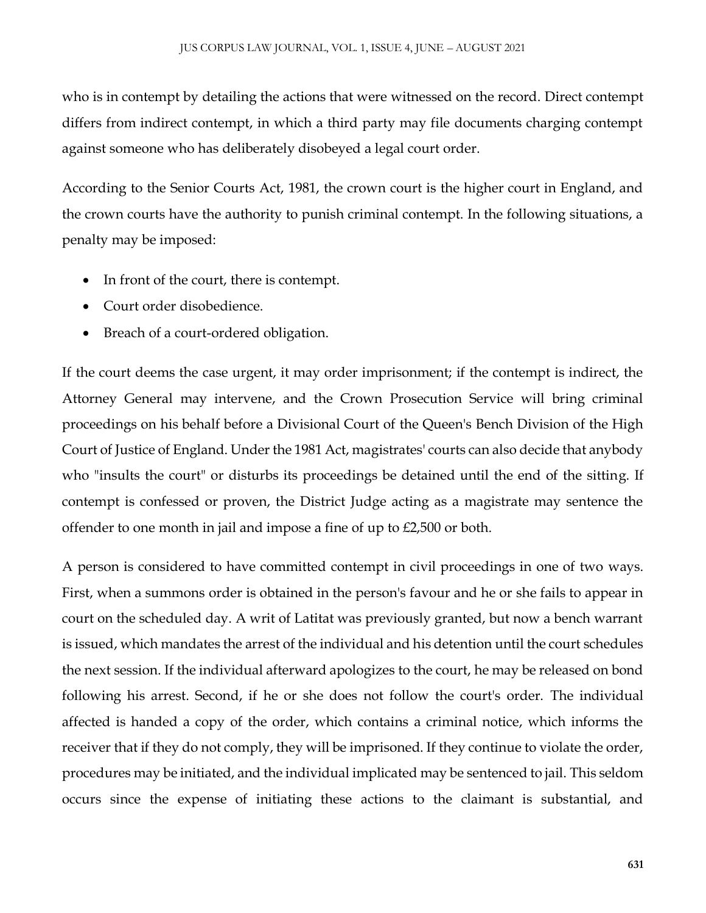who is in contempt by detailing the actions that were witnessed on the record. Direct contempt differs from indirect contempt, in which a third party may file documents charging contempt against someone who has deliberately disobeyed a legal court order.

According to the Senior Courts Act, 1981, the crown court is the higher court in England, and the crown courts have the authority to punish criminal contempt. In the following situations, a penalty may be imposed:

- In front of the court, there is contempt.
- Court order disobedience.
- Breach of a court-ordered obligation.

If the court deems the case urgent, it may order imprisonment; if the contempt is indirect, the Attorney General may intervene, and the Crown Prosecution Service will bring criminal proceedings on his behalf before a Divisional Court of the Queen's Bench Division of the High Court of Justice of England. Under the 1981 Act, magistrates' courts can also decide that anybody who "insults the court" or disturbs its proceedings be detained until the end of the sitting. If contempt is confessed or proven, the District Judge acting as a magistrate may sentence the offender to one month in jail and impose a fine of up to £2,500 or both.

A person is considered to have committed contempt in civil proceedings in one of two ways. First, when a summons order is obtained in the person's favour and he or she fails to appear in court on the scheduled day. A writ of Latitat was previously granted, but now a bench warrant is issued, which mandates the arrest of the individual and his detention until the court schedules the next session. If the individual afterward apologizes to the court, he may be released on bond following his arrest. Second, if he or she does not follow the court's order. The individual affected is handed a copy of the order, which contains a criminal notice, which informs the receiver that if they do not comply, they will be imprisoned. If they continue to violate the order, procedures may be initiated, and the individual implicated may be sentenced to jail. This seldom occurs since the expense of initiating these actions to the claimant is substantial, and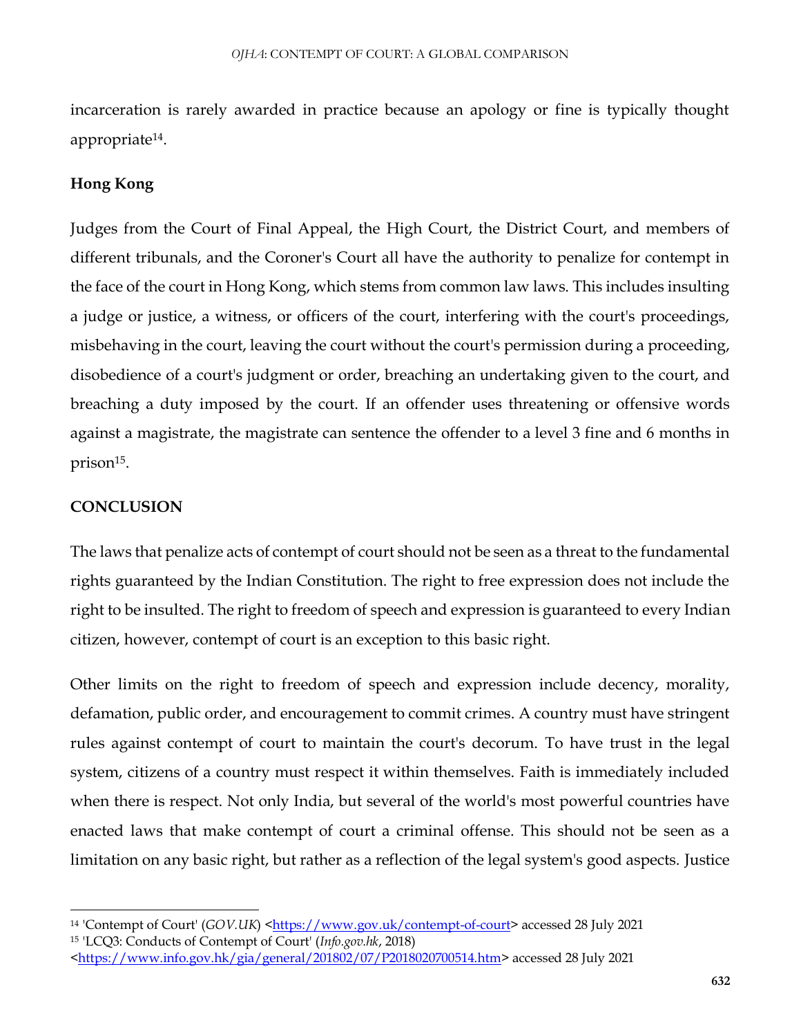incarceration is rarely awarded in practice because an apology or fine is typically thought appropriate[14].

**Hong Kong**

Judges from the Court of Final Appeal, the High Court, the District Court, and members of different tribunals, and the Coroner's Court all have the authority to penalize for contempt in the face of the court in Hong Kong, which stems from common law laws. This includes insulting a judge or justice, a witness, or officers of the court, interfering with the court's proceedings, misbehaving in the court, leaving the court without the court's permission during a proceeding, disobedience of a court's judgment or order, breaching an undertaking given to the court, and breaching a duty imposed by the court. If an offender uses threatening or offensive words against a magistrate, the magistrate can sentence the offender to a level 3 fine and 6 months in prison[15].

**CONCLUSION**

The laws that penalize acts of contempt of court should not be seen as a threat to the fundamental rights guaranteed by the Indian Constitution. The right to free expression does not include the right to be insulted. The right to freedom of speech and expression is guaranteed to every Indian citizen, however, contempt of court is an exception to this basic right.

Other limits on the right to freedom of speech and expression include decency, morality, defamation, public order, and encouragement to commit crimes. A country must have stringent rules against contempt of court to maintain the court's decorum. To have trust in the legal system, citizens of a country must respect it within themselves. Faith is immediately included when there is respect. Not only India, but several of the world's most powerful countries have enacted laws that make contempt of court a criminal offense. This should not be seen as a limitation on any basic right, but rather as a reflection of the legal system's good aspects. Justice

---

[14] 'Contempt of Court' (*GOV.UK*) <https://www.gov.uk/contempt-of-court> accessed 28 July 2021

[15] 'LCQ3: Conducts of Contempt of Court' (*Info.gov.hk*, 2018) <https://www.info.gov.hk/gia/general/201802/07/P2018020700514.htm> accessed 28 July 2021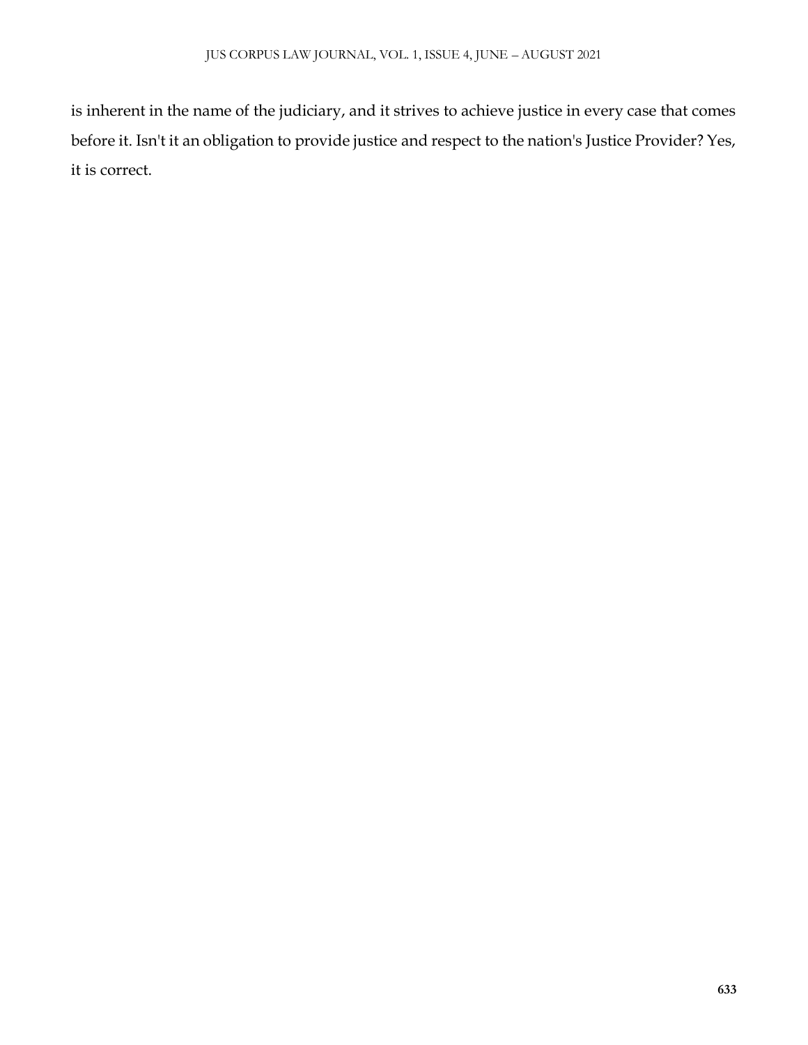is inherent in the name of the judiciary, and it strives to achieve justice in every case that comes before it. Isn't it an obligation to provide justice and respect to the nation's Justice Provider? Yes, it is correct.